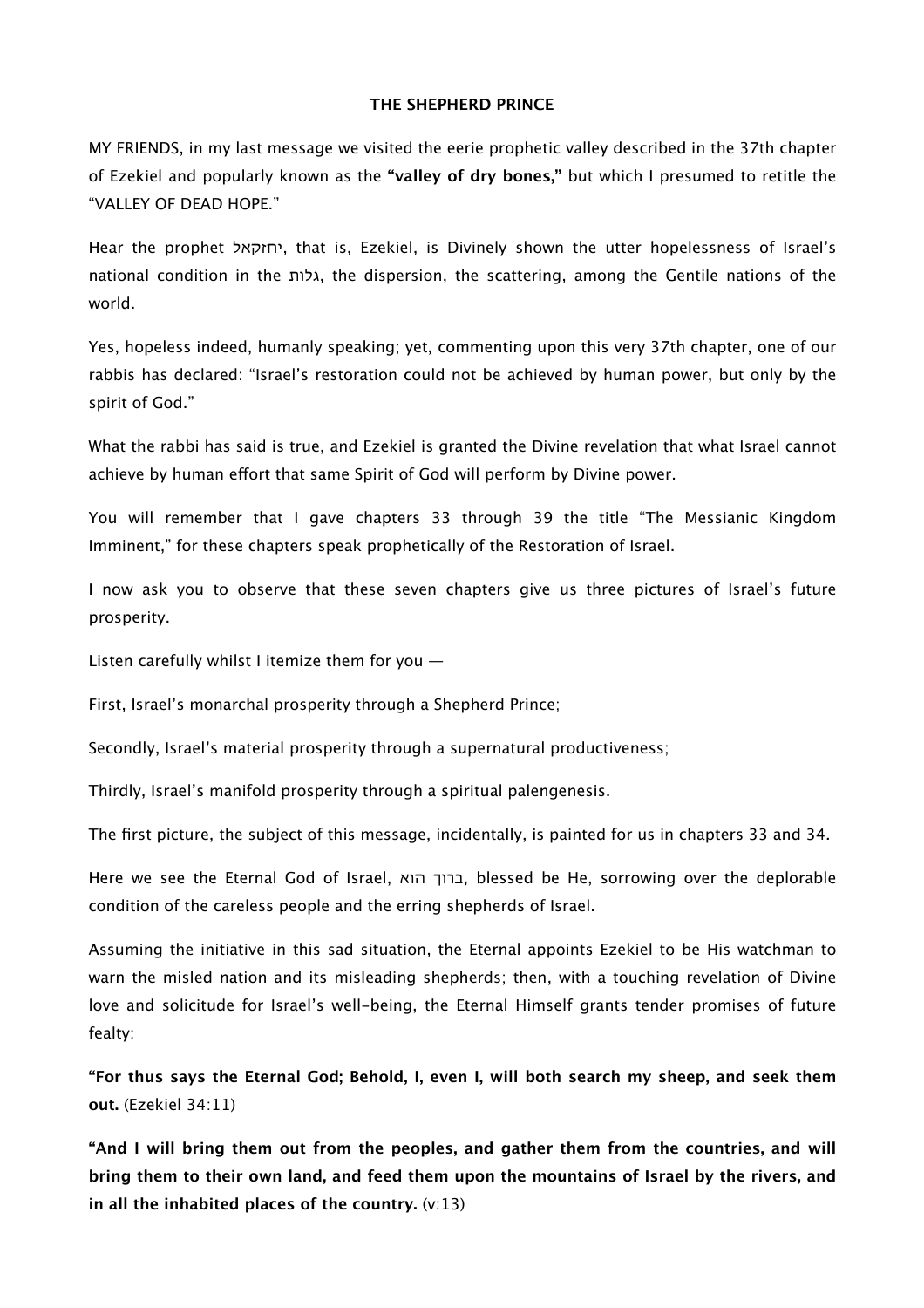**THE SHEPHERD PRINCE**

MY FRIENDS, in my last message we visited the eerie prophetic valley described in the 37th chapter of Ezekiel and popularly known as the **"valley of dry bones,"** but which I presumed to retitle the "VALLEY OF DEAD HOPE."

Hear the prophet יחזקאל, that is, Ezekiel, is Divinely shown the utter hopelessness of Israel's national condition in the גלות, the dispersion, the scattering, among the Gentile nations of the world.

Yes, hopeless indeed, humanly speaking; yet, commenting upon this very 37th chapter, one of our rabbis has declared: "Israel's restoration could not be achieved by human power, but only by the spirit of God."

What the rabbi has said is true, and Ezekiel is granted the Divine revelation that what Israel cannot achieve by human effort that same Spirit of God will perform by Divine power.

You will remember that I gave chapters 33 through 39 the title "The Messianic Kingdom Imminent," for these chapters speak prophetically of the Restoration of Israel.

I now ask you to observe that these seven chapters give us three pictures of Israel's future prosperity.

Listen carefully whilst I itemize them for you —

First, Israel's monarchal prosperity through a Shepherd Prince;

Secondly, Israel's material prosperity through a supernatural productiveness;

Thirdly, Israel's manifold prosperity through a spiritual palengenesis.

The first picture, the subject of this message, incidentally, is painted for us in chapters 33 and 34.

Here we see the Eternal God of Israel, ברוך הוא, blessed be He, sorrowing over the deplorable condition of the careless people and the erring shepherds of Israel.

Assuming the initiative in this sad situation, the Eternal appoints Ezekiel to be His watchman to warn the misled nation and its misleading shepherds; then, with a touching revelation of Divine love and solicitude for Israel's well-being, the Eternal Himself grants tender promises of future fealty:

**"For thus says the Eternal God; Behold, I, even I, will both search my sheep, and seek them out.** (Ezekiel 34:11)

**"And I will bring them out from the peoples, and gather them from the countries, and will bring them to their own land, and feed them upon the mountains of Israel by the rivers, and in all the inhabited places of the country.** (v:13)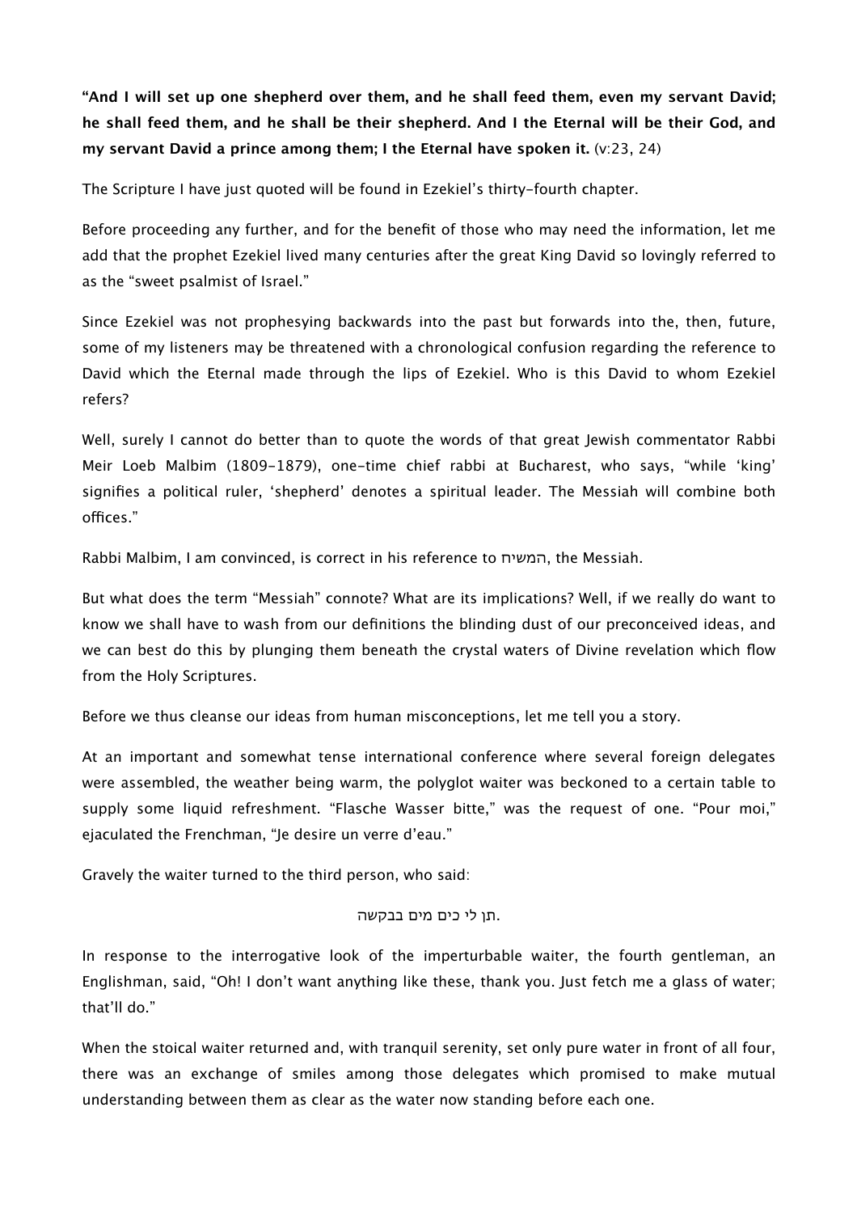**"And I will set up one shepherd over them, and he shall feed them, even my servant David; he shall feed them, and he shall be their shepherd. And I the Eternal will be their God, and my servant David a prince among them; I the Eternal have spoken it.** (v:23, 24)

The Scripture I have just quoted will be found in Ezekiel's thirty-fourth chapter.

Before proceeding any further, and for the benefit of those who may need the information, let me add that the prophet Ezekiel lived many centuries after the great King David so lovingly referred to as the "sweet psalmist of Israel."

Since Ezekiel was not prophesying backwards into the past but forwards into the, then, future, some of my listeners may be threatened with a chronological confusion regarding the reference to David which the Eternal made through the lips of Ezekiel. Who is this David to whom Ezekiel refers?

Well, surely I cannot do better than to quote the words of that great Jewish commentator Rabbi Meir Loeb Malbim (1809-1879), one-time chief rabbi at Bucharest, who says, "while 'king' signifies a political ruler, 'shepherd' denotes a spiritual leader. The Messiah will combine both offices."

Rabbi Malbim, I am convinced, is correct in his reference to המשיח, the Messiah.

But what does the term "Messiah" connote? What are its implications? Well, if we really do want to know we shall have to wash from our definitions the blinding dust of our preconceived ideas, and we can best do this by plunging them beneath the crystal waters of Divine revelation which flow from the Holy Scriptures.

Before we thus cleanse our ideas from human misconceptions, let me tell you a story.

At an important and somewhat tense international conference where several foreign delegates were assembled, the weather being warm, the polyglot waiter was beckoned to a certain table to supply some liquid refreshment. "Flasche Wasser bitte," was the request of one. "Pour moi," ejaculated the Frenchman, "Je desire un verre d'eau."

Gravely the waiter turned to the third person, who said:

תן לי כים מים בבקשה.

In response to the interrogative look of the imperturbable waiter, the fourth gentleman, an Englishman, said, "Oh! I don't want anything like these, thank you. Just fetch me a glass of water; that'll do."

When the stoical waiter returned and, with tranquil serenity, set only pure water in front of all four, there was an exchange of smiles among those delegates which promised to make mutual understanding between them as clear as the water now standing before each one.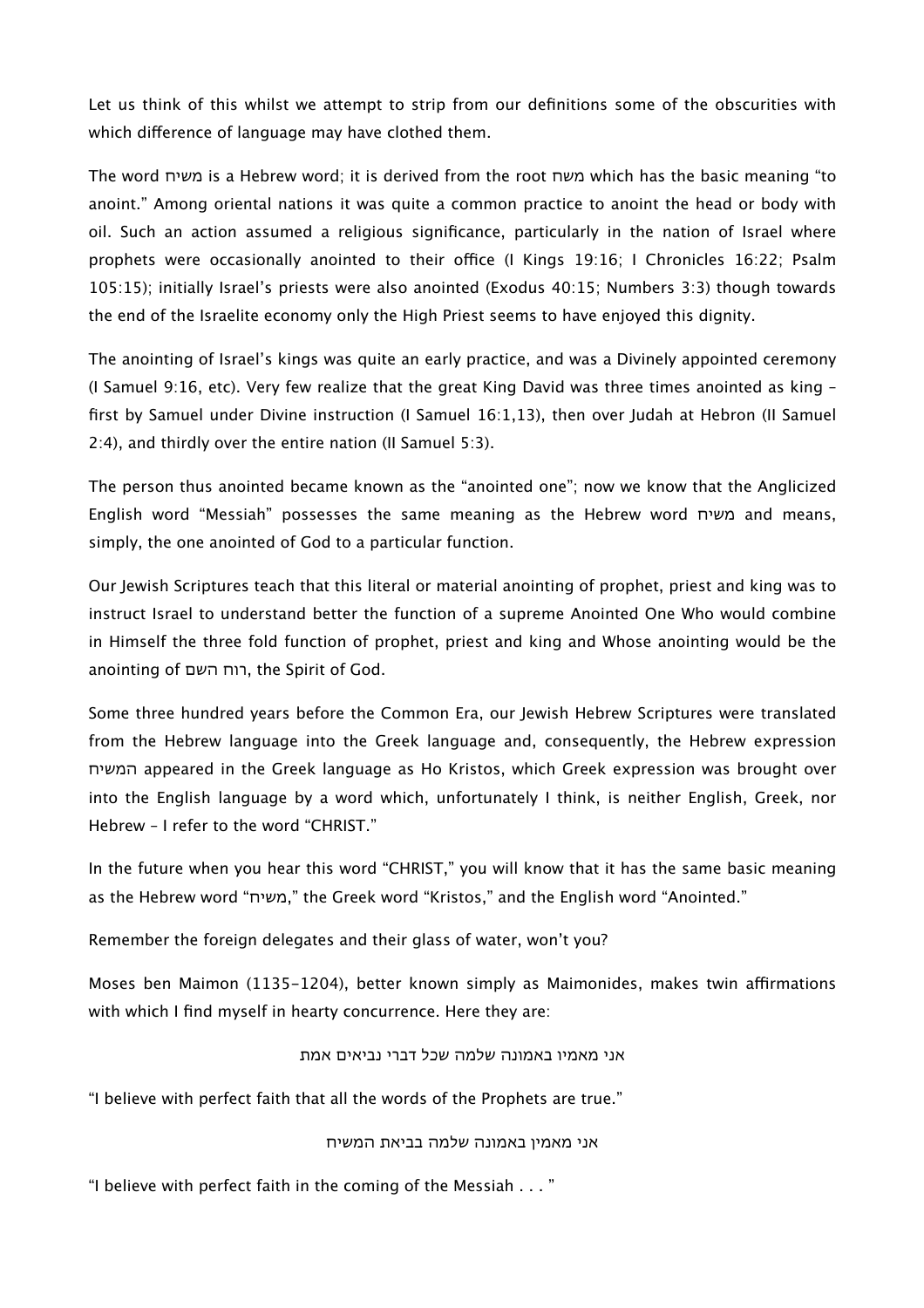Let us think of this whilst we attempt to strip from our definitions some of the obscurities with which difference of language may have clothed them.

The word משיח is a Hebrew word; it is derived from the root משח which has the basic meaning "to anoint." Among oriental nations it was quite a common practice to anoint the head or body with oil. Such an action assumed a religious significance, particularly in the nation of Israel where prophets were occasionally anointed to their office (I Kings 19:16; I Chronicles 16:22; Psalm 105:15); initially Israel's priests were also anointed (Exodus 40:15; Numbers 3:3) though towards the end of the Israelite economy only the High Priest seems to have enjoyed this dignity.

The anointing of Israel's kings was quite an early practice, and was a Divinely appointed ceremony (I Samuel 9:16, etc). Very few realize that the great King David was three times anointed as king – first by Samuel under Divine instruction (I Samuel 16:1,13), then over Judah at Hebron (II Samuel 2:4), and thirdly over the entire nation (II Samuel 5:3).

The person thus anointed became known as the "anointed one"; now we know that the Anglicized English word "Messiah" possesses the same meaning as the Hebrew word משיח and means, simply, the one anointed of God to a particular function.

Our Jewish Scriptures teach that this literal or material anointing of prophet, priest and king was to instruct Israel to understand better the function of a supreme Anointed One Who would combine in Himself the three fold function of prophet, priest and king and Whose anointing would be the anointing of רוח השם, the Spirit of God.

Some three hundred years before the Common Era, our Jewish Hebrew Scriptures were translated from the Hebrew language into the Greek language and, consequently, the Hebrew expression המשיח appeared in the Greek language as Ho Kristos, which Greek expression was brought over into the English language by a word which, unfortunately I think, is neither English, Greek, nor Hebrew – I refer to the word "CHRIST."

In the future when you hear this word "CHRIST," you will know that it has the same basic meaning as the Hebrew word "משיח," the Greek word "Kristos," and the English word "Anointed."

Remember the foreign delegates and their glass of water, won't you?

Moses ben Maimon (1135-1204), better known simply as Maimonides, makes twin affirmations with which I find myself in hearty concurrence. Here they are:

אני מאמיו באמונה שלמה שכל דברי נביאים אמת

"I believe with perfect faith that all the words of the Prophets are true."

אני מאמין באמונה שלמה בביאת המשיח

"I believe with perfect faith in the coming of the Messiah . . . "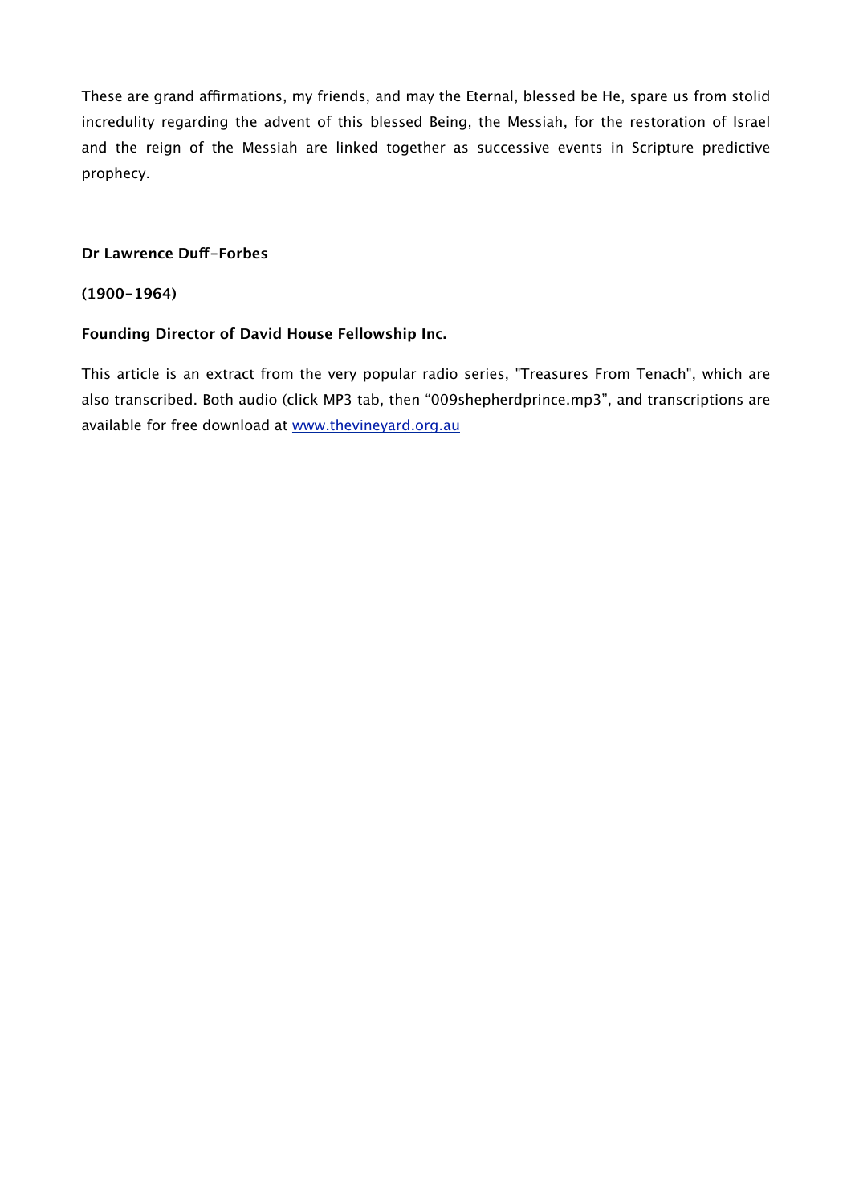These are grand affirmations, my friends, and may the Eternal, blessed be He, spare us from stolid incredulity regarding the advent of this blessed Being, the Messiah, for the restoration of Israel and the reign of the Messiah are linked together as successive events in Scripture predictive prophecy.

**Dr Lawrence Duff-Forbes**

**(1900-1964)**

**Founding Director of David House Fellowship Inc.**

This article is an extract from the very popular radio series, "Treasures From Tenach", which are also transcribed. Both audio (click MP3 tab, then “009shepherdprince.mp3”, and transcriptions are available for free download at [www.thevineyard.org.au](http://www.thevineyard.org.au)